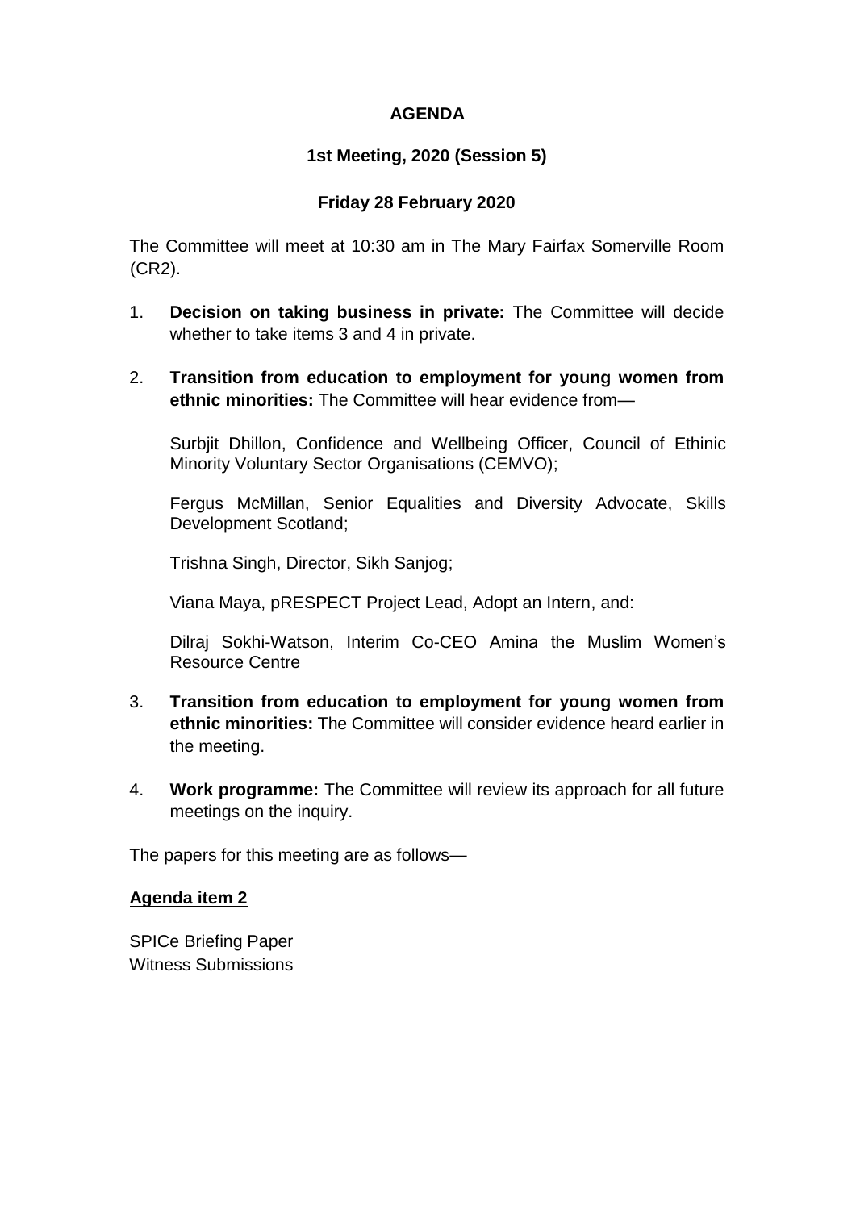**AGENDA**

**1st Meeting, 2020 (Session 5)**

**Friday 28 February 2020**

The Committee will meet at 10:30 am in The Mary Fairfax Somerville Room (CR2).

1. **Decision on taking business in private:** The Committee will decide whether to take items 3 and 4 in private.

2. **Transition from education to employment for young women from ethnic minorities:** The Committee will hear evidence from—

   Surbjit Dhillon, Confidence and Wellbeing Officer, Council of Ethinic Minority Voluntary Sector Organisations (CEMVO);

   Fergus McMillan, Senior Equalities and Diversity Advocate, Skills Development Scotland;

   Trishna Singh, Director, Sikh Sanjog;

   Viana Maya, pRESPECT Project Lead, Adopt an Intern, and:

   Dilraj Sokhi-Watson, Interim Co-CEO Amina the Muslim Women's Resource Centre

3. **Transition from education to employment for young women from ethnic minorities:** The Committee will consider evidence heard earlier in the meeting.

4. **Work programme:** The Committee will review its approach for all future meetings on the inquiry.

The papers for this meeting are as follows—

**Agenda item 2**

SPICe Briefing Paper
Witness Submissions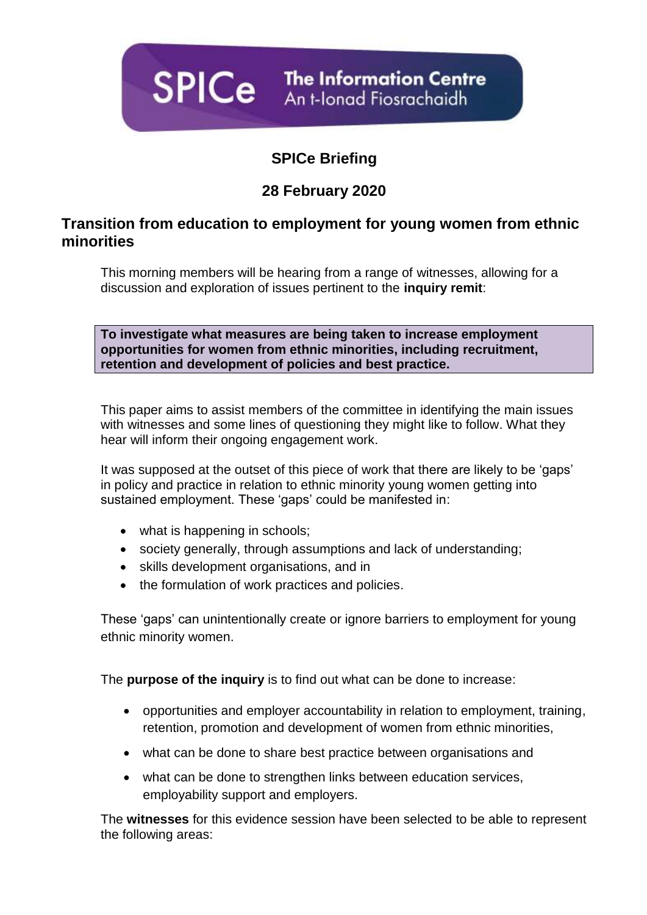SPICe The Information Centre
An t-Ionad Fiosrachaidh

**SPICe Briefing**

**28 February 2020**

## Transition from education to employment for young women from ethnic minorities

This morning members will be hearing from a range of witnesses, allowing for a discussion and exploration of issues pertinent to the **inquiry remit**:

**To investigate what measures are being taken to increase employment opportunities for women from ethnic minorities, including recruitment, retention and development of policies and best practice.**

This paper aims to assist members of the committee in identifying the main issues with witnesses and some lines of questioning they might like to follow. What they hear will inform their ongoing engagement work.

It was supposed at the outset of this piece of work that there are likely to be 'gaps' in policy and practice in relation to ethnic minority young women getting into sustained employment. These 'gaps' could be manifested in:

- what is happening in schools;
- society generally, through assumptions and lack of understanding;
- skills development organisations, and in
- the formulation of work practices and policies.

These 'gaps' can unintentionally create or ignore barriers to employment for young ethnic minority women.

The **purpose of the inquiry** is to find out what can be done to increase:

- opportunities and employer accountability in relation to employment, training, retention, promotion and development of women from ethnic minorities,
- what can be done to share best practice between organisations and
- what can be done to strengthen links between education services, employability support and employers.

The **witnesses** for this evidence session have been selected to be able to represent the following areas: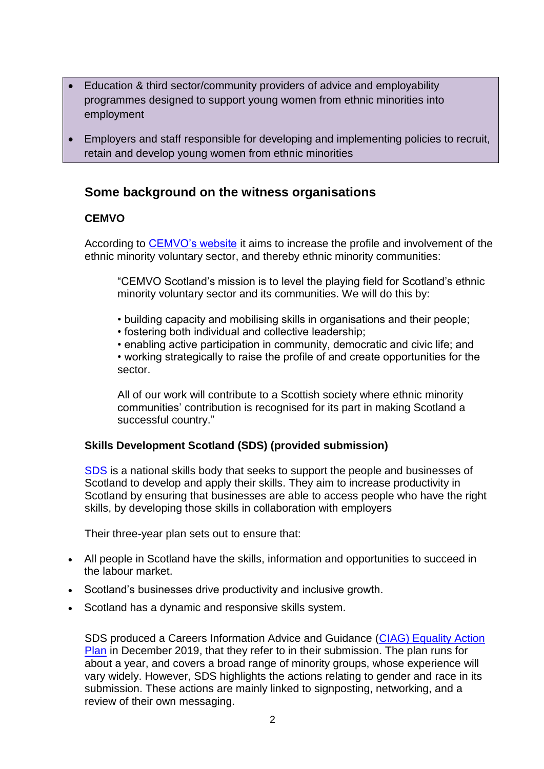- Education & third sector/community providers of advice and employability programmes designed to support young women from ethnic minorities into employment
- Employers and staff responsible for developing and implementing policies to recruit, retain and develop young women from ethnic minorities

## Some background on the witness organisations

### CEMVO

According to [CEMVO's website] it aims to increase the profile and involvement of the ethnic minority voluntary sector, and thereby ethnic minority communities:

> "CEMVO Scotland's mission is to level the playing field for Scotland's ethnic minority voluntary sector and its communities. We will do this by:
>
> • building capacity and mobilising skills in organisations and their people;
> • fostering both individual and collective leadership;
> • enabling active participation in community, democratic and civic life; and
> • working strategically to raise the profile of and create opportunities for the sector.
>
> All of our work will contribute to a Scottish society where ethnic minority communities' contribution is recognised for its part in making Scotland a successful country."

### Skills Development Scotland (SDS) (provided submission)

SDS is a national skills body that seeks to support the people and businesses of Scotland to develop and apply their skills. They aim to increase productivity in Scotland by ensuring that businesses are able to access people who have the right skills, by developing those skills in collaboration with employers

Their three-year plan sets out to ensure that:

- All people in Scotland have the skills, information and opportunities to succeed in the labour market.
- Scotland's businesses drive productivity and inclusive growth.
- Scotland has a dynamic and responsive skills system.

SDS produced a Careers Information Advice and Guidance (CIAG) Equality Action Plan in December 2019, that they refer to in their submission. The plan runs for about a year, and covers a broad range of minority groups, whose experience will vary widely. However, SDS highlights the actions relating to gender and race in its submission. These actions are mainly linked to signposting, networking, and a review of their own messaging.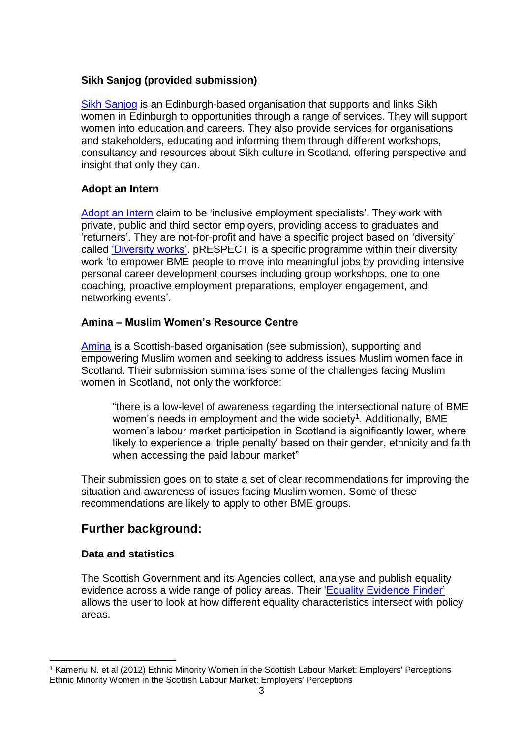### Sikh Sanjog (provided submission)

Sikh Sanjog is an Edinburgh-based organisation that supports and links Sikh women in Edinburgh to opportunities through a range of services. They will support women into education and careers. They also provide services for organisations and stakeholders, educating and informing them through different workshops, consultancy and resources about Sikh culture in Scotland, offering perspective and insight that only they can.

### Adopt an Intern

Adopt an Intern claim to be 'inclusive employment specialists'. They work with private, public and third sector employers, providing access to graduates and 'returners'. They are not-for-profit and have a specific project based on 'diversity' called 'Diversity works'. pRESPECT is a specific programme within their diversity work 'to empower BME people to move into meaningful jobs by providing intensive personal career development courses including group workshops, one to one coaching, proactive employment preparations, employer engagement, and networking events'.

### Amina – Muslim Women's Resource Centre

Amina is a Scottish-based organisation (see submission), supporting and empowering Muslim women and seeking to address issues Muslim women face in Scotland. Their submission summarises some of the challenges facing Muslim women in Scotland, not only the workforce:

> "there is a low-level of awareness regarding the intersectional nature of BME women's needs in employment and the wide society[1]. Additionally, BME women's labour market participation in Scotland is significantly lower, where likely to experience a 'triple penalty' based on their gender, ethnicity and faith when accessing the paid labour market"

Their submission goes on to state a set of clear recommendations for improving the situation and awareness of issues facing Muslim women. Some of these recommendations are likely to apply to other BME groups.

## Further background:

### Data and statistics

The Scottish Government and its Agencies collect, analyse and publish equality evidence across a wide range of policy areas. Their 'Equality Evidence Finder' allows the user to look at how different equality characteristics intersect with policy areas.

---

[1] Kamenu N. et al (2012) Ethnic Minority Women in the Scottish Labour Market: Employers' Perceptions Ethnic Minority Women in the Scottish Labour Market: Employers' Perceptions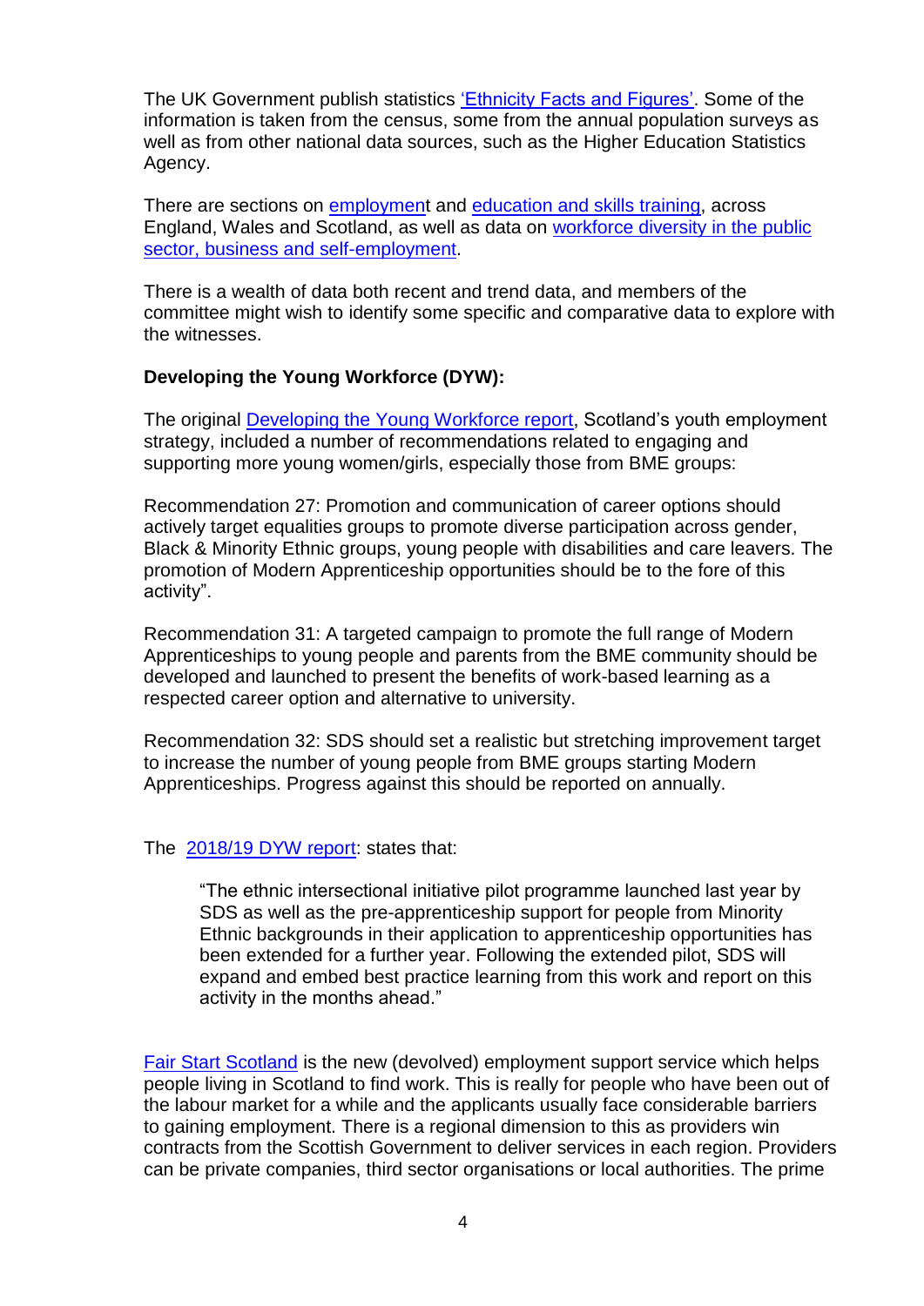The UK Government publish statistics 'Ethnicity Facts and Figures'. Some of the information is taken from the census, some from the annual population surveys as well as from other national data sources, such as the Higher Education Statistics Agency.

There are sections on employment and education and skills training, across England, Wales and Scotland, as well as data on workforce diversity in the public sector, business and self-employment.

There is a wealth of data both recent and trend data, and members of the committee might wish to identify some specific and comparative data to explore with the witnesses.

**Developing the Young Workforce (DYW):**

The original Developing the Young Workforce report, Scotland's youth employment strategy, included a number of recommendations related to engaging and supporting more young women/girls, especially those from BME groups:

Recommendation 27: Promotion and communication of career options should actively target equalities groups to promote diverse participation across gender, Black & Minority Ethnic groups, young people with disabilities and care leavers. The promotion of Modern Apprenticeship opportunities should be to the fore of this activity".

Recommendation 31: A targeted campaign to promote the full range of Modern Apprenticeships to young people and parents from the BME community should be developed and launched to present the benefits of work-based learning as a respected career option and alternative to university.

Recommendation 32: SDS should set a realistic but stretching improvement target to increase the number of young people from BME groups starting Modern Apprenticeships. Progress against this should be reported on annually.

The 2018/19 DYW report: states that:

> "The ethnic intersectional initiative pilot programme launched last year by SDS as well as the pre-apprenticeship support for people from Minority Ethnic backgrounds in their application to apprenticeship opportunities has been extended for a further year. Following the extended pilot, SDS will expand and embed best practice learning from this work and report on this activity in the months ahead."

Fair Start Scotland is the new (devolved) employment support service which helps people living in Scotland to find work. This is really for people who have been out of the labour market for a while and the applicants usually face considerable barriers to gaining employment. There is a regional dimension to this as providers win contracts from the Scottish Government to deliver services in each region. Providers can be private companies, third sector organisations or local authorities. The prime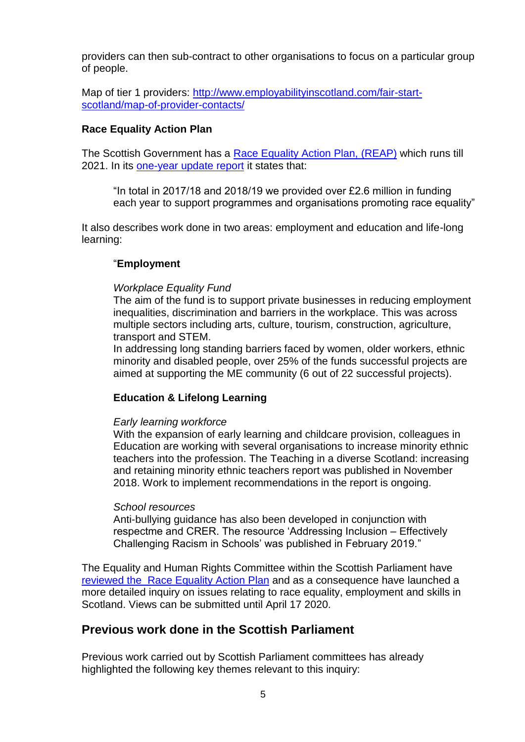providers can then sub-contract to other organisations to focus on a particular group of people.

Map of tier 1 providers: [http://www.employabilityinscotland.com/fair-start-scotland/map-of-provider-contacts/](http://www.employabilityinscotland.com/fair-start-scotland/map-of-provider-contacts/)

**Race Equality Action Plan**

The Scottish Government has a [Race Equality Action Plan, (REAP)](#) which runs till 2021. In its [one-year update report](#) it states that:

> "In total in 2017/18 and 2018/19 we provided over £2.6 million in funding each year to support programmes and organisations promoting race equality"

It also describes work done in two areas: employment and education and life-long learning:

> "**Employment**
>
> *Workplace Equality Fund*
> The aim of the fund is to support private businesses in reducing employment inequalities, discrimination and barriers in the workplace. This was across multiple sectors including arts, culture, tourism, construction, agriculture, transport and STEM.
> In addressing long standing barriers faced by women, older workers, ethnic minority and disabled people, over 25% of the funds successful projects are aimed at supporting the ME community (6 out of 22 successful projects).
>
> **Education & Lifelong Learning**
>
> *Early learning workforce*
> With the expansion of early learning and childcare provision, colleagues in Education are working with several organisations to increase minority ethnic teachers into the profession. The Teaching in a diverse Scotland: increasing and retaining minority ethnic teachers report was published in November 2018. Work to implement recommendations in the report is ongoing.
>
> *School resources*
> Anti-bullying guidance has also been developed in conjunction with respectme and CRER. The resource 'Addressing Inclusion – Effectively Challenging Racism in Schools' was published in February 2019."

The Equality and Human Rights Committee within the Scottish Parliament have [reviewed the Race Equality Action Plan](#) and as a consequence have launched a more detailed inquiry on issues relating to race equality, employment and skills in Scotland. Views can be submitted until April 17 2020.

## Previous work done in the Scottish Parliament

Previous work carried out by Scottish Parliament committees has already highlighted the following key themes relevant to this inquiry: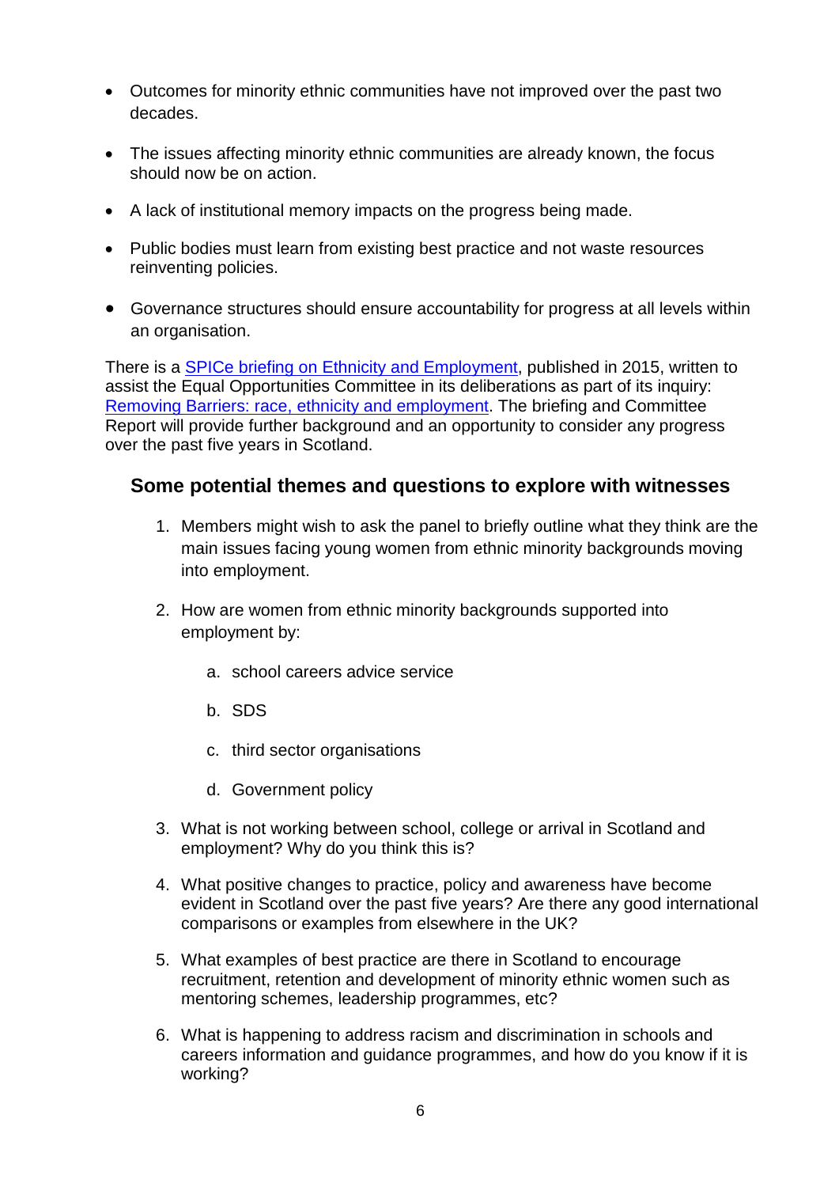- Outcomes for minority ethnic communities have not improved over the past two decades.
- The issues affecting minority ethnic communities are already known, the focus should now be on action.
- A lack of institutional memory impacts on the progress being made.
- Public bodies must learn from existing best practice and not waste resources reinventing policies.
- Governance structures should ensure accountability for progress at all levels within an organisation.

There is a SPICe briefing on Ethnicity and Employment, published in 2015, written to assist the Equal Opportunities Committee in its deliberations as part of its inquiry: Removing Barriers: race, ethnicity and employment. The briefing and Committee Report will provide further background and an opportunity to consider any progress over the past five years in Scotland.

## Some potential themes and questions to explore with witnesses

1. Members might wish to ask the panel to briefly outline what they think are the main issues facing young women from ethnic minority backgrounds moving into employment.
2. How are women from ethnic minority backgrounds supported into employment by:
   a. school careers advice service
   b. SDS
   c. third sector organisations
   d. Government policy
3. What is not working between school, college or arrival in Scotland and employment? Why do you think this is?
4. What positive changes to practice, policy and awareness have become evident in Scotland over the past five years? Are there any good international comparisons or examples from elsewhere in the UK?
5. What examples of best practice are there in Scotland to encourage recruitment, retention and development of minority ethnic women such as mentoring schemes, leadership programmes, etc?
6. What is happening to address racism and discrimination in schools and careers information and guidance programmes, and how do you know if it is working?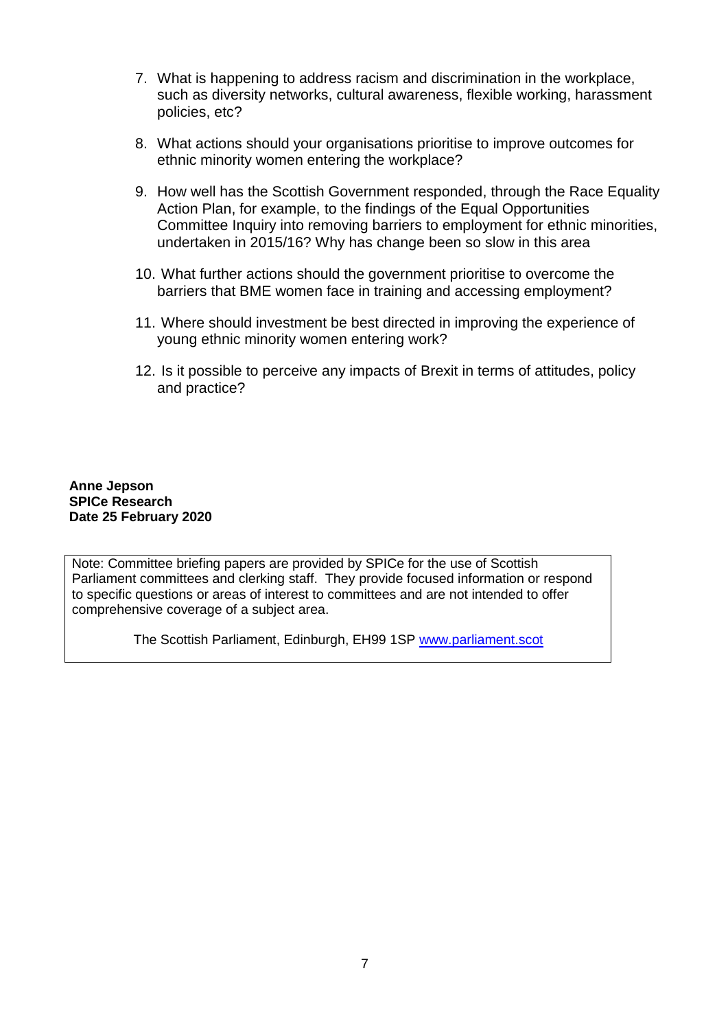7. What is happening to address racism and discrimination in the workplace, such as diversity networks, cultural awareness, flexible working, harassment policies, etc?

8. What actions should your organisations prioritise to improve outcomes for ethnic minority women entering the workplace?

9. How well has the Scottish Government responded, through the Race Equality Action Plan, for example, to the findings of the Equal Opportunities Committee Inquiry into removing barriers to employment for ethnic minorities, undertaken in 2015/16? Why has change been so slow in this area

10. What further actions should the government prioritise to overcome the barriers that BME women face in training and accessing employment?

11. Where should investment be best directed in improving the experience of young ethnic minority women entering work?

12. Is it possible to perceive any impacts of Brexit in terms of attitudes, policy and practice?

**Anne Jepson**
**SPICe Research**
**Date 25 February 2020**

Note: Committee briefing papers are provided by SPICe for the use of Scottish Parliament committees and clerking staff. They provide focused information or respond to specific questions or areas of interest to committees and are not intended to offer comprehensive coverage of a subject area.

The Scottish Parliament, Edinburgh, EH99 1SP www.parliament.scot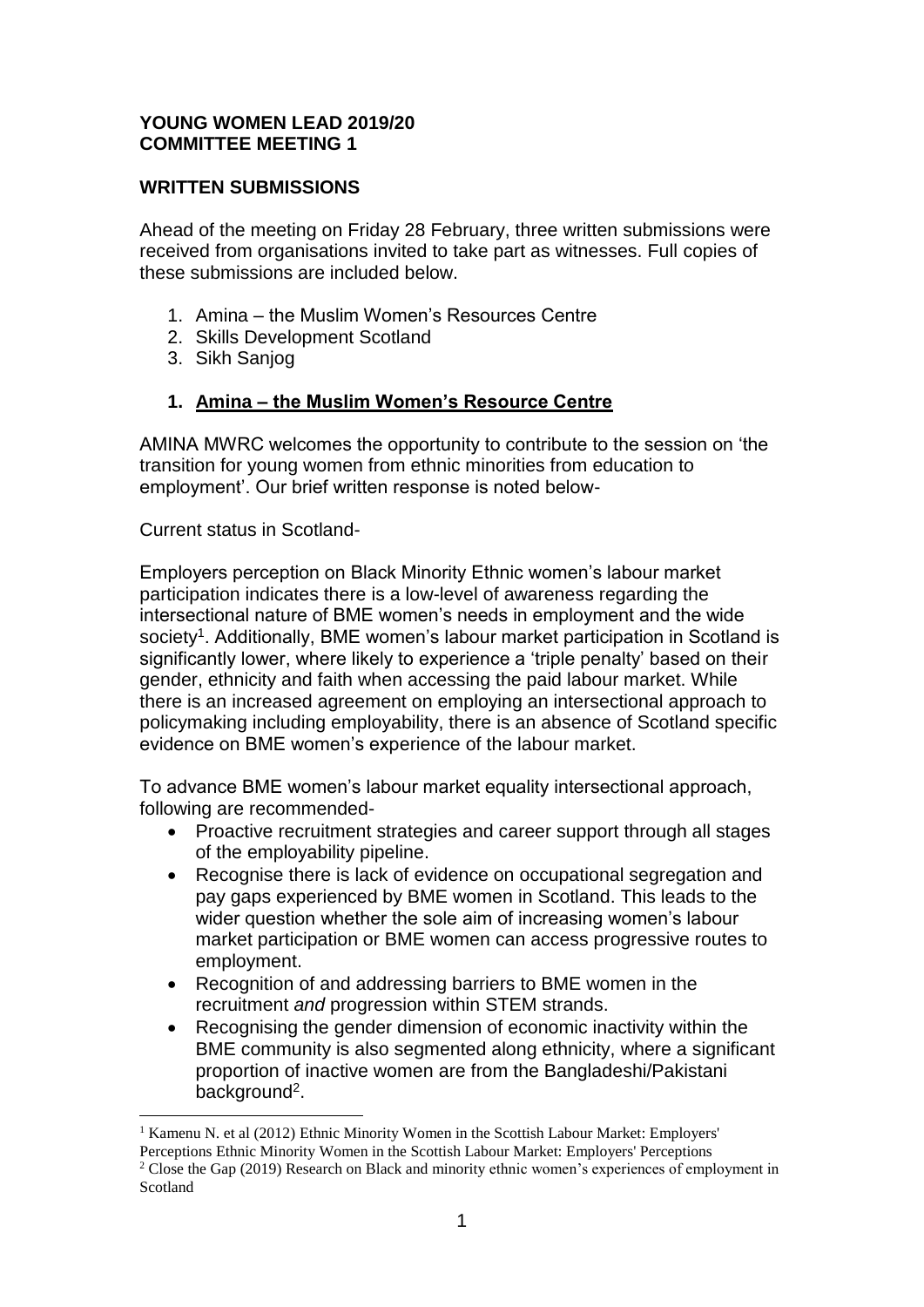**YOUNG WOMEN LEAD 2019/20**
**COMMITTEE MEETING 1**

**WRITTEN SUBMISSIONS**

Ahead of the meeting on Friday 28 February, three written submissions were received from organisations invited to take part as witnesses. Full copies of these submissions are included below.

1. Amina – the Muslim Women's Resources Centre
2. Skills Development Scotland
3. Sikh Sanjog

## 1. Amina – the Muslim Women's Resource Centre

AMINA MWRC welcomes the opportunity to contribute to the session on 'the transition for young women from ethnic minorities from education to employment'. Our brief written response is noted below-

Current status in Scotland-

Employers perception on Black Minority Ethnic women's labour market participation indicates there is a low-level of awareness regarding the intersectional nature of BME women's needs in employment and the wide society[1]. Additionally, BME women's labour market participation in Scotland is significantly lower, where likely to experience a 'triple penalty' based on their gender, ethnicity and faith when accessing the paid labour market. While there is an increased agreement on employing an intersectional approach to policymaking including employability, there is an absence of Scotland specific evidence on BME women's experience of the labour market.

To advance BME women's labour market equality intersectional approach, following are recommended-

- Proactive recruitment strategies and career support through all stages of the employability pipeline.
- Recognise there is lack of evidence on occupational segregation and pay gaps experienced by BME women in Scotland. This leads to the wider question whether the sole aim of increasing women's labour market participation or BME women can access progressive routes to employment.
- Recognition of and addressing barriers to BME women in the recruitment *and* progression within STEM strands.
- Recognising the gender dimension of economic inactivity within the BME community is also segmented along ethnicity, where a significant proportion of inactive women are from the Bangladeshi/Pakistani background[2].

---

[1] Kamenu N. et al (2012) Ethnic Minority Women in the Scottish Labour Market: Employers' Perceptions Ethnic Minority Women in the Scottish Labour Market: Employers' Perceptions

[2] Close the Gap (2019) Research on Black and minority ethnic women's experiences of employment in Scotland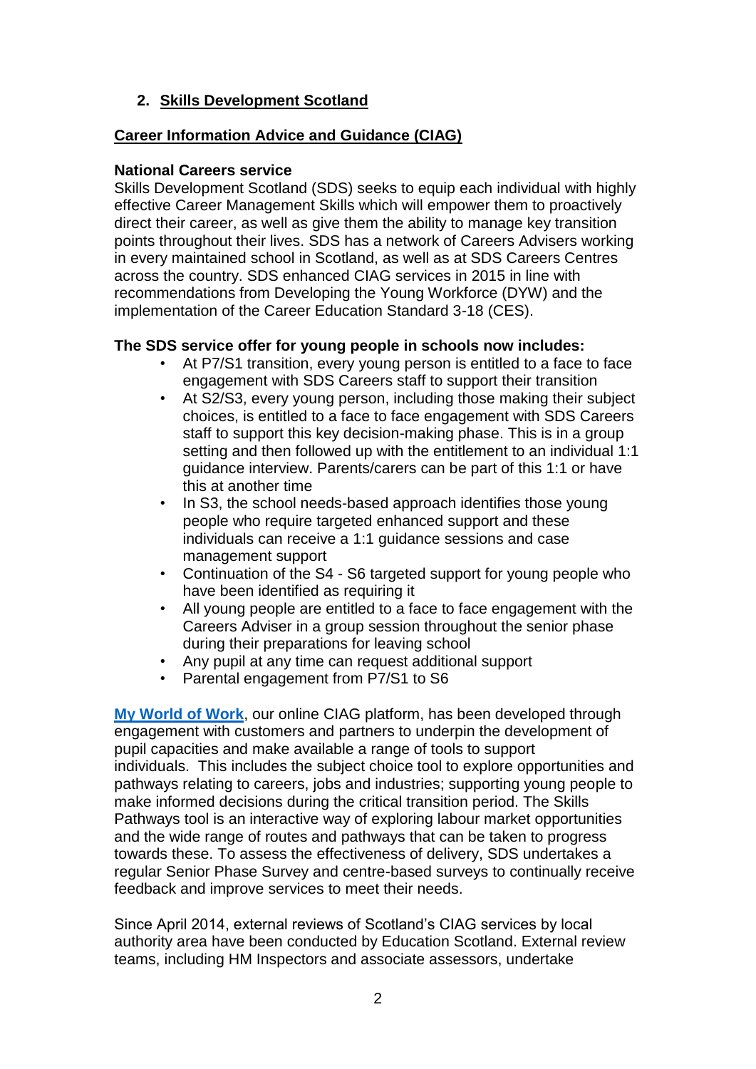## 2. Skills Development Scotland

### Career Information Advice and Guidance (CIAG)

**National Careers service**

Skills Development Scotland (SDS) seeks to equip each individual with highly effective Career Management Skills which will empower them to proactively direct their career, as well as give them the ability to manage key transition points throughout their lives. SDS has a network of Careers Advisers working in every maintained school in Scotland, as well as at SDS Careers Centres across the country. SDS enhanced CIAG services in 2015 in line with recommendations from Developing the Young Workforce (DYW) and the implementation of the Career Education Standard 3-18 (CES).

**The SDS service offer for young people in schools now includes:**

- At P7/S1 transition, every young person is entitled to a face to face engagement with SDS Careers staff to support their transition
- At S2/S3, every young person, including those making their subject choices, is entitled to a face to face engagement with SDS Careers staff to support this key decision-making phase. This is in a group setting and then followed up with the entitlement to an individual 1:1 guidance interview. Parents/carers can be part of this 1:1 or have this at another time
- In S3, the school needs-based approach identifies those young people who require targeted enhanced support and these individuals can receive a 1:1 guidance sessions and case management support
- Continuation of the S4 - S6 targeted support for young people who have been identified as requiring it
- All young people are entitled to a face to face engagement with the Careers Adviser in a group session throughout the senior phase during their preparations for leaving school
- Any pupil at any time can request additional support
- Parental engagement from P7/S1 to S6

**My World of Work**, our online CIAG platform, has been developed through engagement with customers and partners to underpin the development of pupil capacities and make available a range of tools to support individuals. This includes the subject choice tool to explore opportunities and pathways relating to careers, jobs and industries; supporting young people to make informed decisions during the critical transition period. The Skills Pathways tool is an interactive way of exploring labour market opportunities and the wide range of routes and pathways that can be taken to progress towards these. To assess the effectiveness of delivery, SDS undertakes a regular Senior Phase Survey and centre-based surveys to continually receive feedback and improve services to meet their needs.

Since April 2014, external reviews of Scotland's CIAG services by local authority area have been conducted by Education Scotland. External review teams, including HM Inspectors and associate assessors, undertake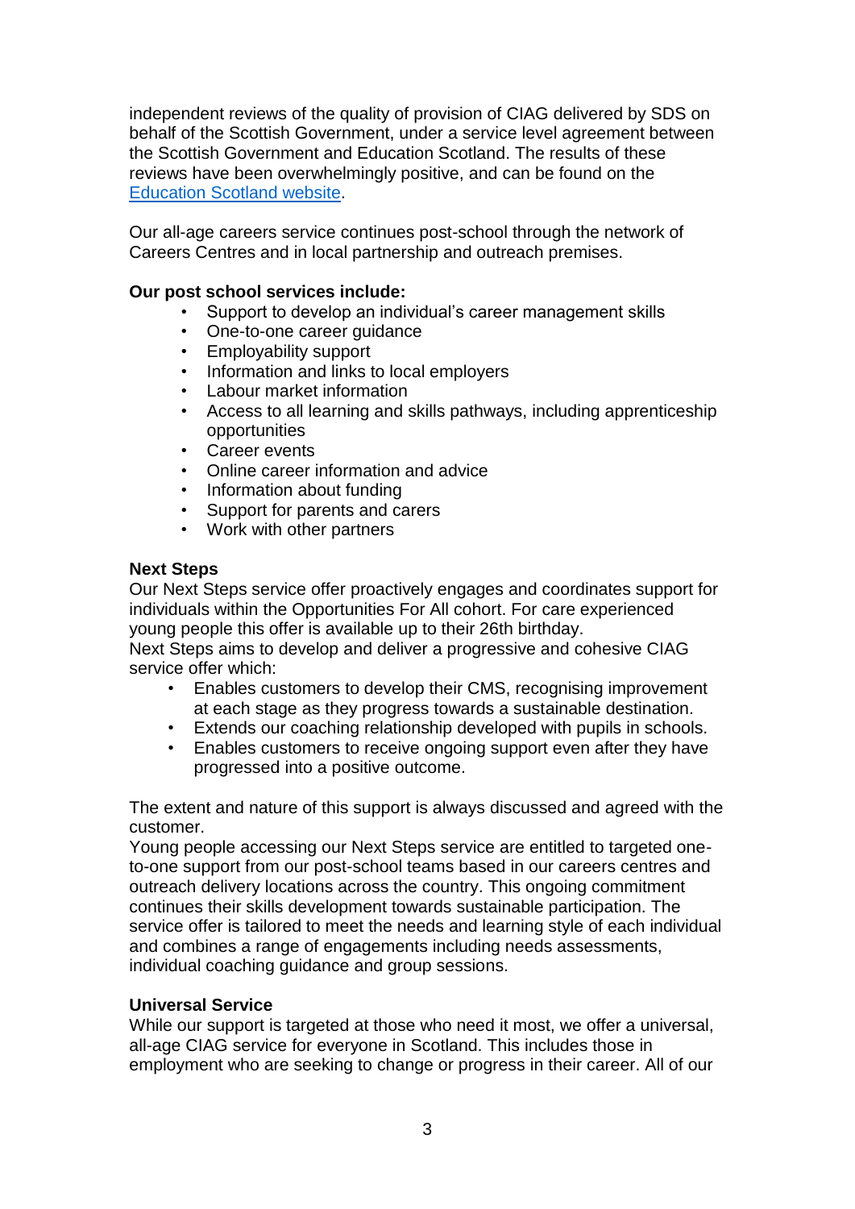independent reviews of the quality of provision of CIAG delivered by SDS on behalf of the Scottish Government, under a service level agreement between the Scottish Government and Education Scotland. The results of these reviews have been overwhelmingly positive, and can be found on the Education Scotland website.

Our all-age careers service continues post-school through the network of Careers Centres and in local partnership and outreach premises.

**Our post school services include:**

- Support to develop an individual's career management skills
- One-to-one career guidance
- Employability support
- Information and links to local employers
- Labour market information
- Access to all learning and skills pathways, including apprenticeship opportunities
- Career events
- Online career information and advice
- Information about funding
- Support for parents and carers
- Work with other partners

**Next Steps**

Our Next Steps service offer proactively engages and coordinates support for individuals within the Opportunities For All cohort. For care experienced young people this offer is available up to their 26th birthday.

Next Steps aims to develop and deliver a progressive and cohesive CIAG service offer which:

- Enables customers to develop their CMS, recognising improvement at each stage as they progress towards a sustainable destination.
- Extends our coaching relationship developed with pupils in schools.
- Enables customers to receive ongoing support even after they have progressed into a positive outcome.

The extent and nature of this support is always discussed and agreed with the customer.

Young people accessing our Next Steps service are entitled to targeted one-to-one support from our post-school teams based in our careers centres and outreach delivery locations across the country. This ongoing commitment continues their skills development towards sustainable participation. The service offer is tailored to meet the needs and learning style of each individual and combines a range of engagements including needs assessments, individual coaching guidance and group sessions.

**Universal Service**

While our support is targeted at those who need it most, we offer a universal, all-age CIAG service for everyone in Scotland. This includes those in employment who are seeking to change or progress in their career. All of our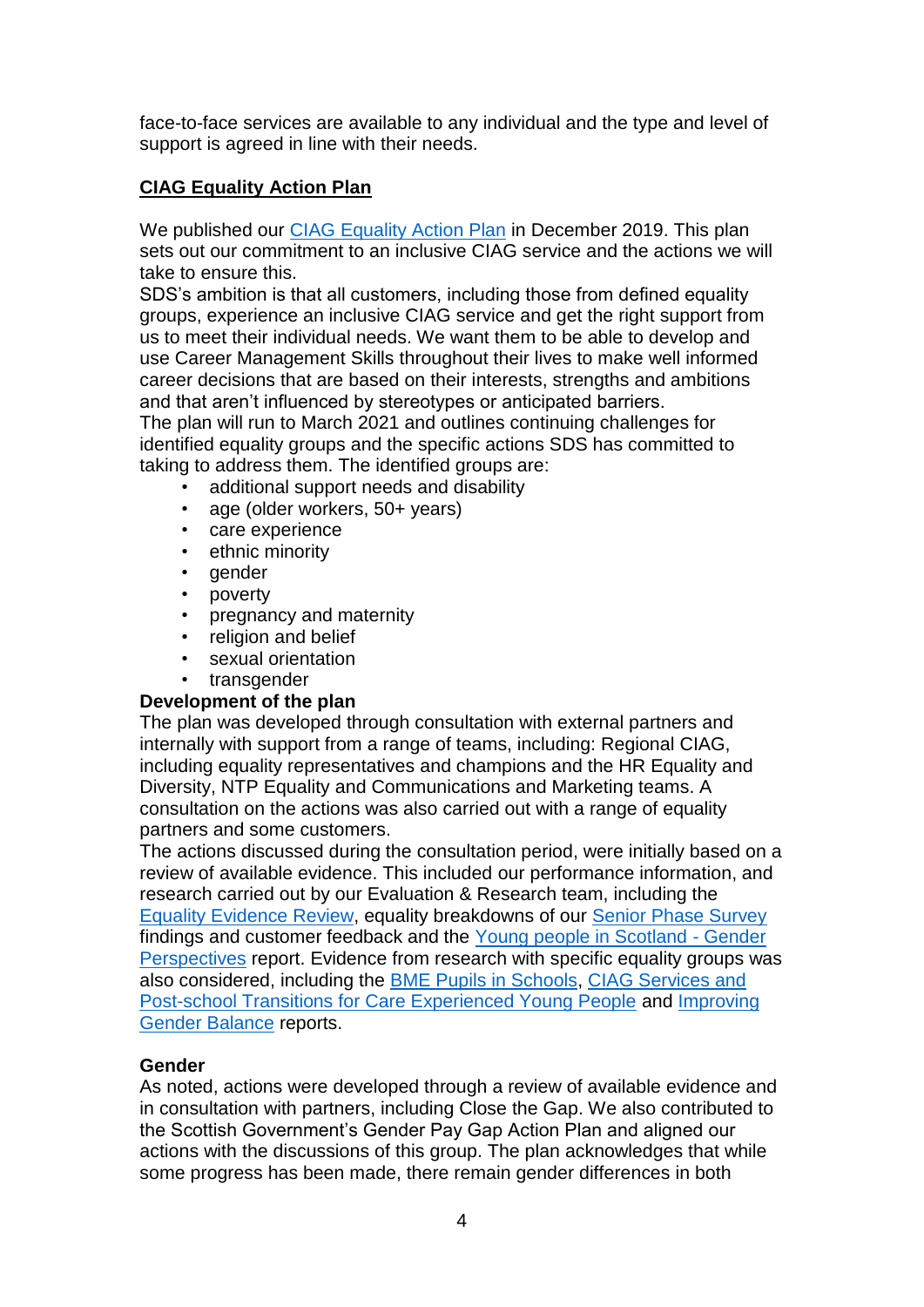face-to-face services are available to any individual and the type and level of support is agreed in line with their needs.

## CIAG Equality Action Plan

We published our CIAG Equality Action Plan in December 2019. This plan sets out our commitment to an inclusive CIAG service and the actions we will take to ensure this.

SDS's ambition is that all customers, including those from defined equality groups, experience an inclusive CIAG service and get the right support from us to meet their individual needs. We want them to be able to develop and use Career Management Skills throughout their lives to make well informed career decisions that are based on their interests, strengths and ambitions and that aren't influenced by stereotypes or anticipated barriers.

The plan will run to March 2021 and outlines continuing challenges for identified equality groups and the specific actions SDS has committed to taking to address them. The identified groups are:

- additional support needs and disability
- age (older workers, 50+ years)
- care experience
- ethnic minority
- gender
- poverty
- pregnancy and maternity
- religion and belief
- sexual orientation
- transgender

**Development of the plan**

The plan was developed through consultation with external partners and internally with support from a range of teams, including: Regional CIAG, including equality representatives and champions and the HR Equality and Diversity, NTP Equality and Communications and Marketing teams. A consultation on the actions was also carried out with a range of equality partners and some customers.

The actions discussed during the consultation period, were initially based on a review of available evidence. This included our performance information, and research carried out by our Evaluation & Research team, including the Equality Evidence Review, equality breakdowns of our Senior Phase Survey findings and customer feedback and the Young people in Scotland - Gender Perspectives report. Evidence from research with specific equality groups was also considered, including the BME Pupils in Schools, CIAG Services and Post-school Transitions for Care Experienced Young People and Improving Gender Balance reports.

**Gender**

As noted, actions were developed through a review of available evidence and in consultation with partners, including Close the Gap. We also contributed to the Scottish Government's Gender Pay Gap Action Plan and aligned our actions with the discussions of this group. The plan acknowledges that while some progress has been made, there remain gender differences in both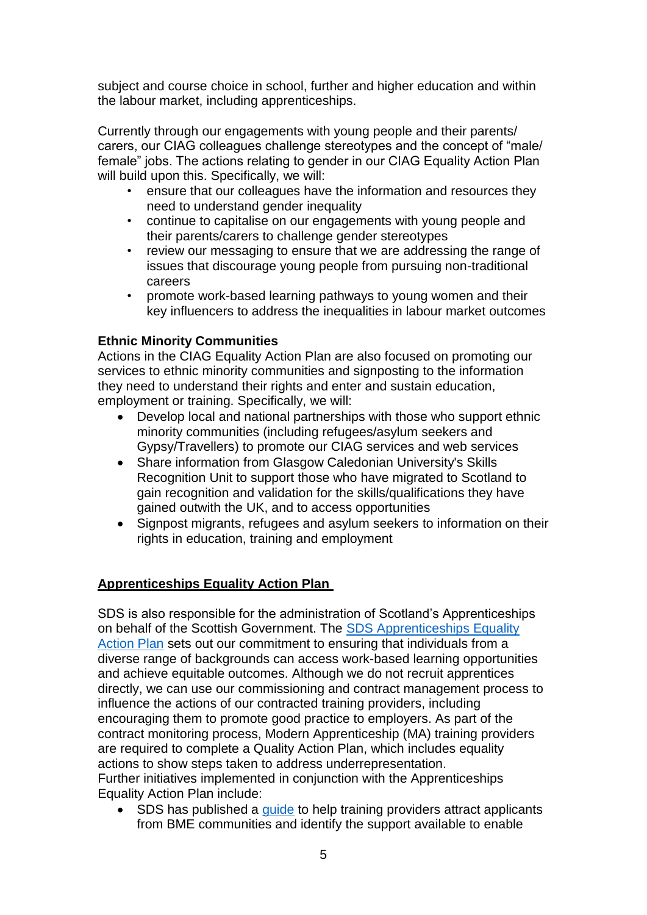subject and course choice in school, further and higher education and within the labour market, including apprenticeships.

Currently through our engagements with young people and their parents/ carers, our CIAG colleagues challenge stereotypes and the concept of "male/ female" jobs. The actions relating to gender in our CIAG Equality Action Plan will build upon this. Specifically, we will:

- ensure that our colleagues have the information and resources they need to understand gender inequality
- continue to capitalise on our engagements with young people and their parents/carers to challenge gender stereotypes
- review our messaging to ensure that we are addressing the range of issues that discourage young people from pursuing non-traditional careers
- promote work-based learning pathways to young women and their key influencers to address the inequalities in labour market outcomes

**Ethnic Minority Communities**

Actions in the CIAG Equality Action Plan are also focused on promoting our services to ethnic minority communities and signposting to the information they need to understand their rights and enter and sustain education, employment or training. Specifically, we will:

- Develop local and national partnerships with those who support ethnic minority communities (including refugees/asylum seekers and Gypsy/Travellers) to promote our CIAG services and web services
- Share information from Glasgow Caledonian University's Skills Recognition Unit to support those who have migrated to Scotland to gain recognition and validation for the skills/qualifications they have gained outwith the UK, and to access opportunities
- Signpost migrants, refugees and asylum seekers to information on their rights in education, training and employment

## Apprenticeships Equality Action Plan

SDS is also responsible for the administration of Scotland's Apprenticeships on behalf of the Scottish Government. The SDS Apprenticeships Equality Action Plan sets out our commitment to ensuring that individuals from a diverse range of backgrounds can access work-based learning opportunities and achieve equitable outcomes. Although we do not recruit apprentices directly, we can use our commissioning and contract management process to influence the actions of our contracted training providers, including encouraging them to promote good practice to employers. As part of the contract monitoring process, Modern Apprenticeship (MA) training providers are required to complete a Quality Action Plan, which includes equality actions to show steps taken to address underrepresentation.
Further initiatives implemented in conjunction with the Apprenticeships Equality Action Plan include:

- SDS has published a guide to help training providers attract applicants from BME communities and identify the support available to enable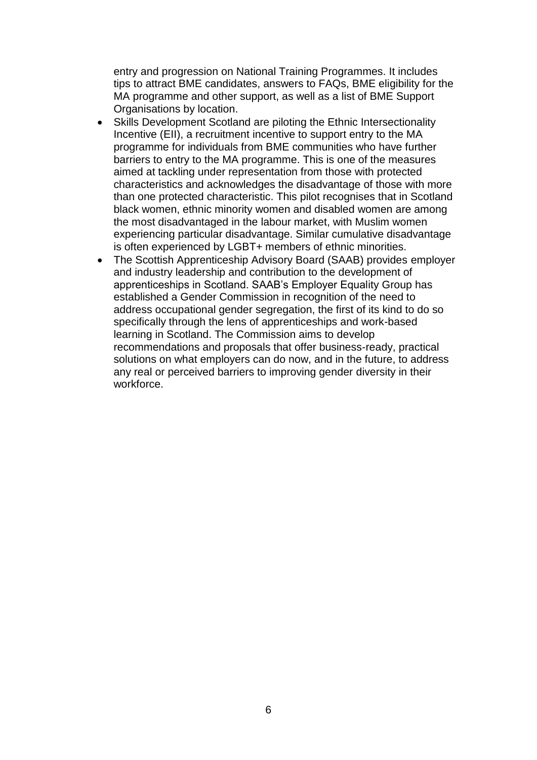entry and progression on National Training Programmes. It includes tips to attract BME candidates, answers to FAQs, BME eligibility for the MA programme and other support, as well as a list of BME Support Organisations by location.

- Skills Development Scotland are piloting the Ethnic Intersectionality Incentive (EII), a recruitment incentive to support entry to the MA programme for individuals from BME communities who have further barriers to entry to the MA programme. This is one of the measures aimed at tackling under representation from those with protected characteristics and acknowledges the disadvantage of those with more than one protected characteristic. This pilot recognises that in Scotland black women, ethnic minority women and disabled women are among the most disadvantaged in the labour market, with Muslim women experiencing particular disadvantage. Similar cumulative disadvantage is often experienced by LGBT+ members of ethnic minorities.
- The Scottish Apprenticeship Advisory Board (SAAB) provides employer and industry leadership and contribution to the development of apprenticeships in Scotland. SAAB's Employer Equality Group has established a Gender Commission in recognition of the need to address occupational gender segregation, the first of its kind to do so specifically through the lens of apprenticeships and work-based learning in Scotland. The Commission aims to develop recommendations and proposals that offer business-ready, practical solutions on what employers can do now, and in the future, to address any real or perceived barriers to improving gender diversity in their workforce.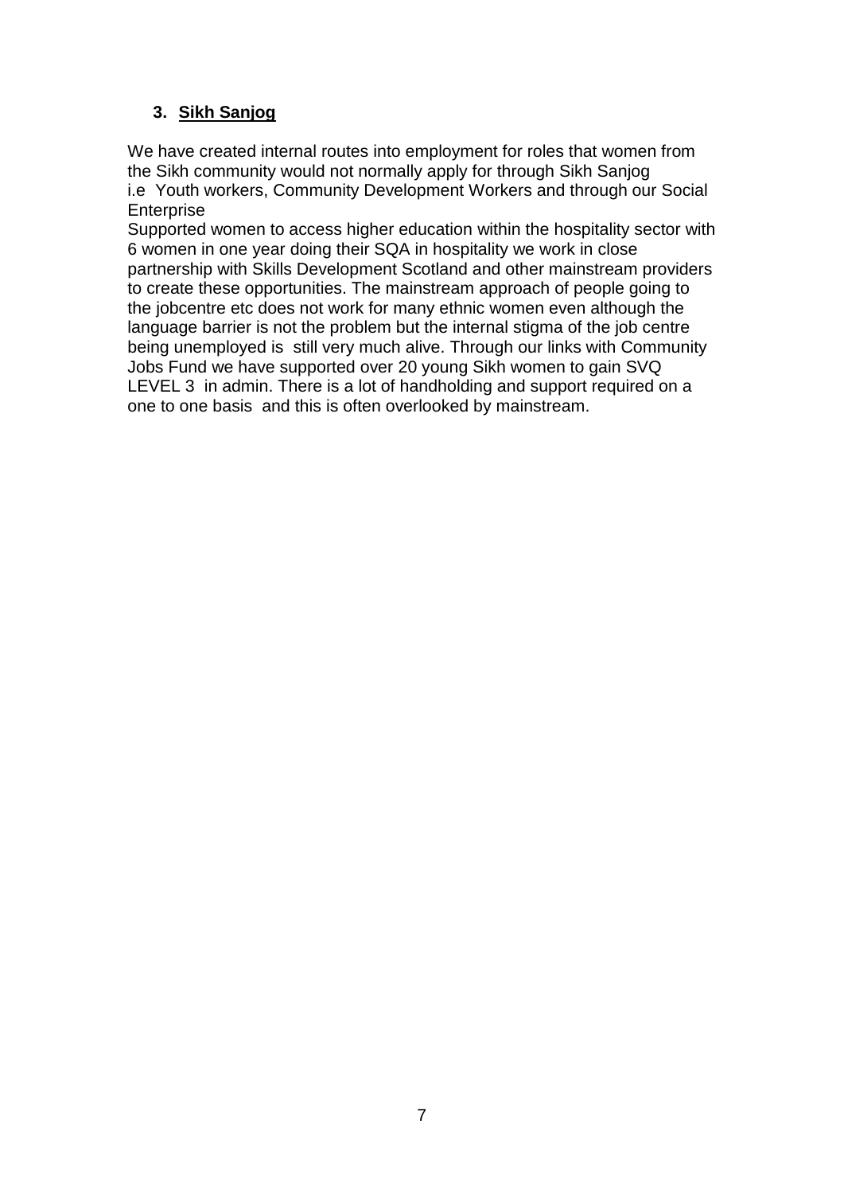### 3. Sikh Sanjog

We have created internal routes into employment for roles that women from the Sikh community would not normally apply for through Sikh Sanjog i.e Youth workers, Community Development Workers and through our Social Enterprise

Supported women to access higher education within the hospitality sector with 6 women in one year doing their SQA in hospitality we work in close partnership with Skills Development Scotland and other mainstream providers to create these opportunities. The mainstream approach of people going to the jobcentre etc does not work for many ethnic women even although the language barrier is not the problem but the internal stigma of the job centre being unemployed is still very much alive. Through our links with Community Jobs Fund we have supported over 20 young Sikh women to gain SVQ LEVEL 3 in admin. There is a lot of handholding and support required on a one to one basis and this is often overlooked by mainstream.